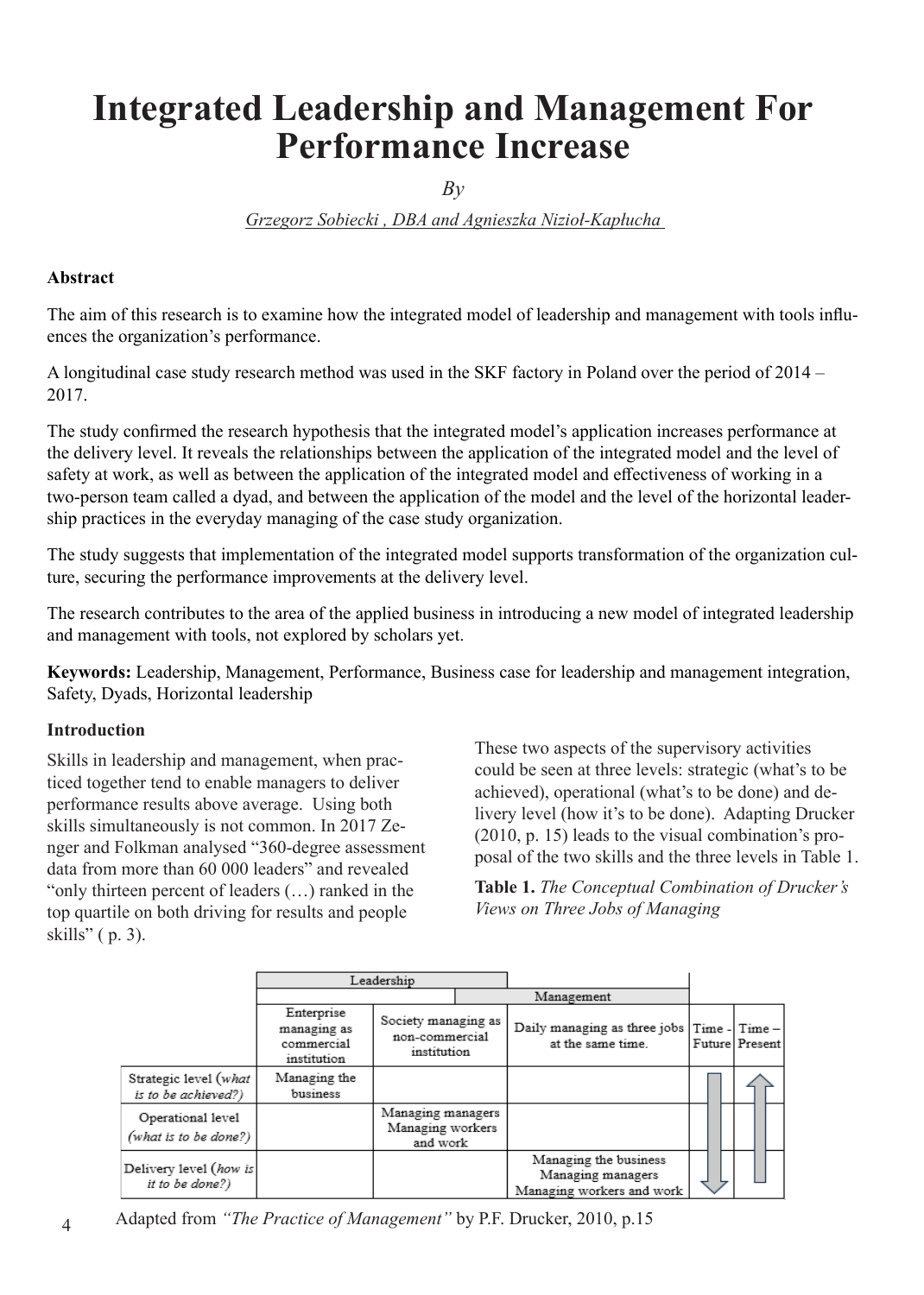# Integrated Leadership and Management For Performance Increase

*By*

Grzegorz Sobiecki , DBA and Agnieszka Nizioł-Kapłucha

**Abstract**

The aim of this research is to examine how the integrated model of leadership and management with tools influences the organization's performance.

A longitudinal case study research method was used in the SKF factory in Poland over the period of 2014 – 2017.

The study confirmed the research hypothesis that the integrated model's application increases performance at the delivery level. It reveals the relationships between the application of the integrated model and the level of safety at work, as well as between the application of the integrated model and effectiveness of working in a two-person team called a dyad, and between the application of the model and the level of the horizontal leadership practices in the everyday managing of the case study organization.

The study suggests that implementation of the integrated model supports transformation of the organization culture, securing the performance improvements at the delivery level.

The research contributes to the area of the applied business in introducing a new model of integrated leadership and management with tools, not explored by scholars yet.

**Keywords:** Leadership, Management, Performance, Business case for leadership and management integration, Safety, Dyads, Horizontal leadership

**Introduction**

Skills in leadership and management, when practiced together tend to enable managers to deliver performance results above average. Using both skills simultaneously is not common. In 2017 Zenger and Folkman analysed "360-degree assessment data from more than 60 000 leaders" and revealed "only thirteen percent of leaders (…) ranked in the top quartile on both driving for results and people skills" ( p. 3).

These two aspects of the supervisory activities could be seen at three levels: strategic (what's to be achieved), operational (what's to be done) and delivery level (how it's to be done). Adapting Drucker (2010, p. 15) leads to the visual combination's proposal of the two skills and the three levels in Table 1.

**Table 1.** *The Conceptual Combination of Drucker's Views on Three Jobs of Managing*

| | Leadership | | | | |
|---|---|---|---|---|---|
| | | Management | | | |
| | Enterprise managing as commercial institution | Society managing as non-commercial institution | Daily managing as three jobs at the same time. | Time - Future | Time – Present |
| Strategic level (*what is to be achieved?*) | Managing the business | | | ↓ | ↑ |
| Operational level (*what is to be done?*) | | Managing managers Managing workers and work | | ↓ | ↑ |
| Delivery level (*how is it to be done?*) | | | Managing the business Managing managers Managing workers and work | ↓ | ↑ |

Adapted from *"The Practice of Management"* by P.F. Drucker, 2010, p.15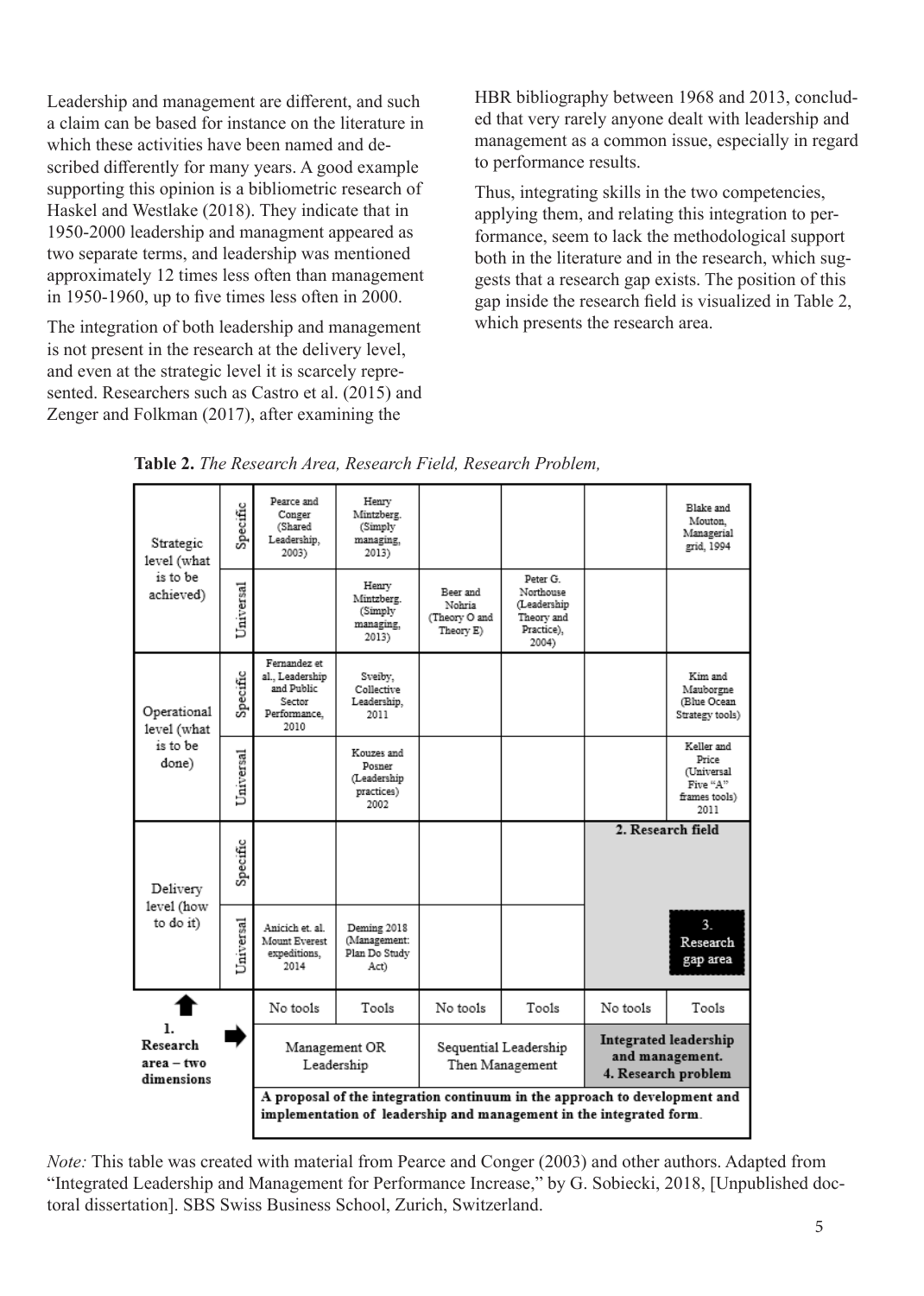Leadership and management are different, and such a claim can be based for instance on the literature in which these activities have been named and described differently for many years. A good example supporting this opinion is a bibliometric research of Haskel and Westlake (2018). They indicate that in 1950-2000 leadership and managment appeared as two separate terms, and leadership was mentioned approximately 12 times less often than management in 1950-1960, up to five times less often in 2000.

The integration of both leadership and management is not present in the research at the delivery level, and even at the strategic level it is scarcely represented. Researchers such as Castro et al. (2015) and Zenger and Folkman (2017), after examining the HBR bibliography between 1968 and 2013, concluded that very rarely anyone dealt with leadership and management as a common issue, especially in regard to performance results.

Thus, integrating skills in the two competencies, applying them, and relating this integration to performance, seem to lack the methodological support both in the literature and in the research, which suggests that a research gap exists. The position of this gap inside the research field is visualized in Table 2, which presents the research area.

**Table 2.** *The Research Area, Research Field, Research Problem,*

| | | | | | | | |
|---|---|---|---|---|---|---|---|
| Strategic level (what is to be achieved) | Specific | Pearce and Conger (Shared Leadership, 2003) | Henry Mintzberg. (Simply managing, 2013) | | | | Blake and Mouton, Managerial grid, 1994 |
| | Universal | | Henry Mintzberg. (Simply managing, 2013) | Beer and Nohria (Theory O and Theory E) | Peter G. Northouse (Leadership Theory and Practice), 2004) | | |
| Operational level (what is to be done) | Specific | Fernandez et al., Leadership and Public Sector Performance, 2010 | Sveiby, Collective Leadership, 2011 | | | | Kim and Mauborgne (Blue Ocean Strategy tools) |
| | Universal | | Kouzes and Posner (Leadership practices) 2002 | | | | Keller and Price (Universal Five "A" frames tools) 2011 |
| Delivery level (how to do it) | Specific | | | | | 2. Research field | |
| | Universal | Anicich et. al. Mount Everest expeditions, 2014 | Deming 2018 (Management: Plan Do Study Act) | | | | 3. Research gap area |
| 1. Research area – two dimensions | | No tools | Tools | No tools | Tools | No tools | Tools |
| | | Management OR Leadership | | Sequential Leadership Then Management | | **Integrated leadership and management. 4. Research problem** | |
| | | **A proposal of the integration continuum in the approach to development and implementation of leadership and management in the integrated form.** | | | | | |

*Note:* This table was created with material from Pearce and Conger (2003) and other authors. Adapted from "Integrated Leadership and Management for Performance Increase," by G. Sobiecki, 2018, [Unpublished doctoral dissertation]. SBS Swiss Business School, Zurich, Switzerland.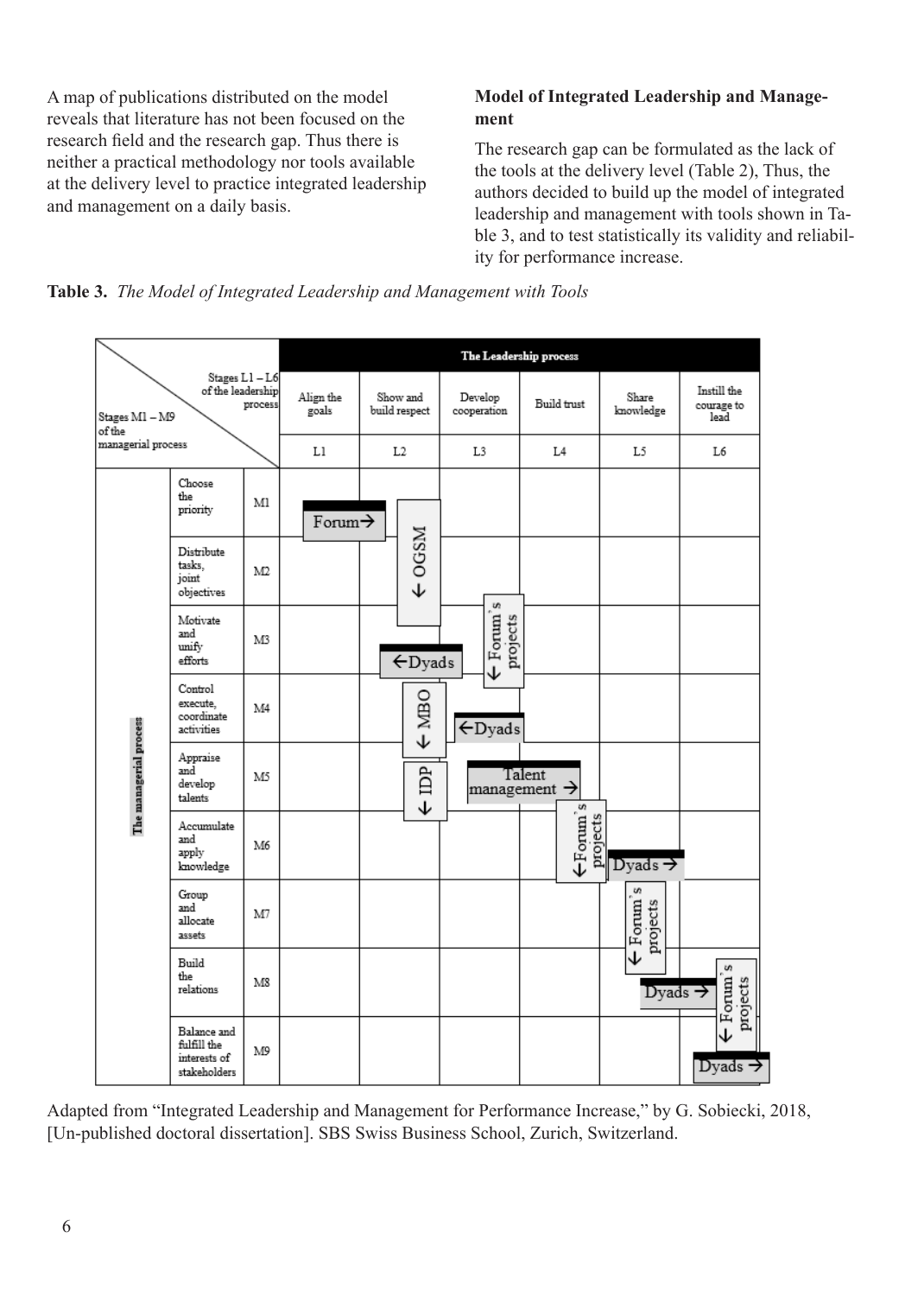A map of publications distributed on the model reveals that literature has not been focused on the research field and the research gap. Thus there is neither a practical methodology nor tools available at the delivery level to practice integrated leadership and management on a daily basis.

### Model of Integrated Leadership and Management

The research gap can be formulated as the lack of the tools at the delivery level (Table 2), Thus, the authors decided to build up the model of integrated leadership and management with tools shown in Table 3, and to test statistically its validity and reliability for performance increase.

**Table 3.** *The Model of Integrated Leadership and Management with Tools*

| Stages M1 – M9 of the managerial process / Stages L1 – L6 of the leadership process | | | The Leadership process | | | | | |
|---|---|---|---|---|---|---|---|---|
| | | | Align the goals | Show and build respect | Develop cooperation | Build trust | Share knowledge | Instill the courage to lead |
| | | | L1 | L2 | L3 | L4 | L5 | L6 |
| The managerial process | Choose the priority | M1 | Forum→ | ↓ OGSM | | | | |
| | Distribute tasks, joint objectives | M2 | | ↓ OGSM | ↓ Forum`s projects | | | |
| | Motivate and unify efforts | M3 | | ←Dyads | ↓ Forum`s projects | | | |
| | Control execute, coordinate activities | M4 | | ↓ MBO | ←Dyads | | | |
| | Appraise and develop talents | M5 | | ↓ IDP | Talent management → | Talent management → | | |
| | Accumulate and apply knowledge | M6 | | | | ↓Forum`s projects | Dyads → | |
| | Group and allocate assets | M7 | | | | | ↓ Forum`s projects | |
| | Build the relations | M8 | | | | | Dyads → | ↓ Forum`s projects |
| | Balance and fulfill the interests of stakeholders | M9 | | | | | | Dyads → |

Adapted from "Integrated Leadership and Management for Performance Increase," by G. Sobiecki, 2018, [Un-published doctoral dissertation]. SBS Swiss Business School, Zurich, Switzerland.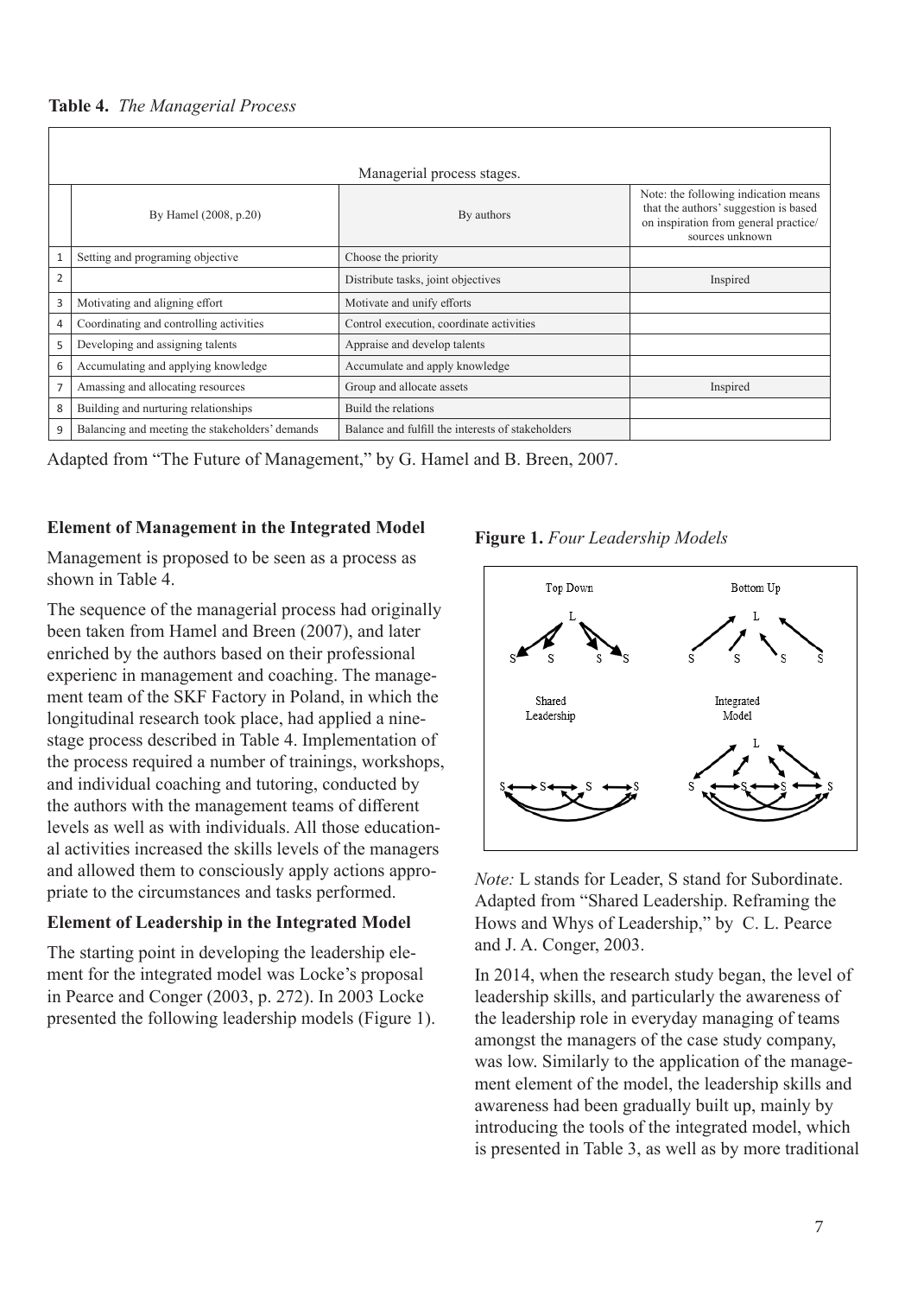**Table 4.** *The Managerial Process*

| | Managerial process stages. | | |
|---|---|---|---|
| | By Hamel (2008, p.20) | By authors | Note: the following indication means that the authors' suggestion is based on inspiration from general practice/ sources unknown |
| 1 | Setting and programing objective | Choose the priority | |
| 2 | | Distribute tasks, joint objectives | Inspired |
| 3 | Motivating and aligning effort | Motivate and unify efforts | |
| 4 | Coordinating and controlling activities | Control execution, coordinate activities | |
| 5 | Developing and assigning talents | Appraise and develop talents | |
| 6 | Accumulating and applying knowledge | Accumulate and apply knowledge | |
| 7 | Amassing and allocating resources | Group and allocate assets | Inspired |
| 8 | Building and nurturing relationships | Build the relations | |
| 9 | Balancing and meeting the stakeholders' demands | Balance and fulfill the interests of stakeholders | |

Adapted from "The Future of Management," by G. Hamel and B. Breen, 2007.

### Element of Management in the Integrated Model

Management is proposed to be seen as a process as shown in Table 4.

The sequence of the managerial process had originally been taken from Hamel and Breen (2007), and later enriched by the authors based on their professional experienc in management and coaching. The management team of the SKF Factory in Poland, in which the longitudinal research took place, had applied a nine-stage process described in Table 4. Implementation of the process required a number of trainings, workshops, and individual coaching and tutoring, conducted by the authors with the management teams of different levels as well as with individuals. All those educational activities increased the skills levels of the managers and allowed them to consciously apply actions appropriate to the circumstances and tasks performed.

### Element of Leadership in the Integrated Model

The starting point in developing the leadership element for the integrated model was Locke's proposal in Pearce and Conger (2003, p. 272). In 2003 Locke presented the following leadership models (Figure 1).

**Figure 1.** *Four Leadership Models*

Top Down | Bottom Up | Shared Leadership | Integrated Model

*Note:* L stands for Leader, S stand for Subordinate. Adapted from "Shared Leadership. Reframing the Hows and Whys of Leadership," by C. L. Pearce and J. A. Conger, 2003.

In 2014, when the research study began, the level of leadership skills, and particularly the awareness of the leadership role in everyday managing of teams amongst the managers of the case study company, was low. Similarly to the application of the management element of the model, the leadership skills and awareness had been gradually built up, mainly by introducing the tools of the integrated model, which is presented in Table 3, as well as by more traditional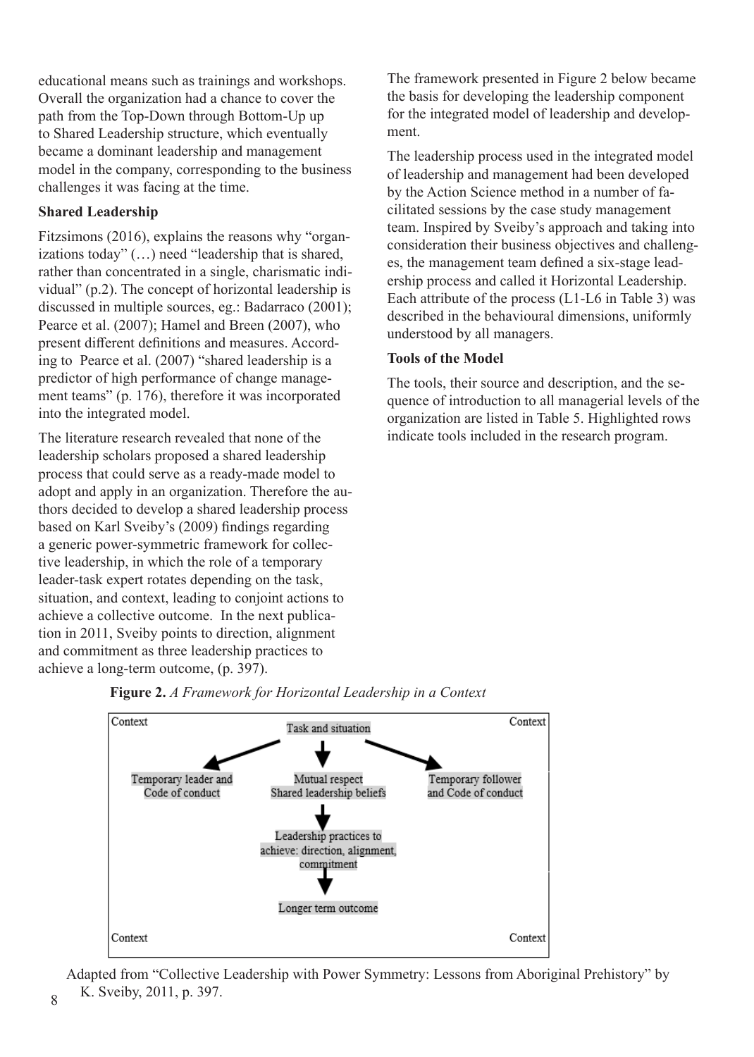educational means such as trainings and workshops. Overall the organization had a chance to cover the path from the Top-Down through Bottom-Up up to Shared Leadership structure, which eventually became a dominant leadership and management model in the company, corresponding to the business challenges it was facing at the time.

**Shared Leadership**

Fitzsimons (2016), explains the reasons why "organizations today" (…) need "leadership that is shared, rather than concentrated in a single, charismatic individual" (p.2). The concept of horizontal leadership is discussed in multiple sources, eg.: Badarraco (2001); Pearce et al. (2007); Hamel and Breen (2007), who present different definitions and measures. According to Pearce et al. (2007) "shared leadership is a predictor of high performance of change management teams" (p. 176), therefore it was incorporated into the integrated model.

The literature research revealed that none of the leadership scholars proposed a shared leadership process that could serve as a ready-made model to adopt and apply in an organization. Therefore the authors decided to develop a shared leadership process based on Karl Sveiby's (2009) findings regarding a generic power-symmetric framework for collective leadership, in which the role of a temporary leader-task expert rotates depending on the task, situation, and context, leading to conjoint actions to achieve a collective outcome. In the next publication in 2011, Sveiby points to direction, alignment and commitment as three leadership practices to achieve a long-term outcome, (p. 397).

**Figure 2.** *A Framework for Horizontal Leadership in a Context*

Context | Task and situation | Context

Temporary leader and Code of conduct | Mutual respect Shared leadership beliefs | Temporary follower and Code of conduct

Leadership practices to achieve: direction, alignment, commitment

Longer term outcome

Context | Context

Adapted from "Collective Leadership with Power Symmetry: Lessons from Aboriginal Prehistory" by K. Sveiby, 2011, p. 397.

The framework presented in Figure 2 below became the basis for developing the leadership component for the integrated model of leadership and development.

The leadership process used in the integrated model of leadership and management had been developed by the Action Science method in a number of facilitated sessions by the case study management team. Inspired by Sveiby's approach and taking into consideration their business objectives and challenges, the management team defined a six-stage leadership process and called it Horizontal Leadership. Each attribute of the process (L1-L6 in Table 3) was described in the behavioural dimensions, uniformly understood by all managers.

**Tools of the Model**

The tools, their source and description, and the sequence of introduction to all managerial levels of the organization are listed in Table 5. Highlighted rows indicate tools included in the research program.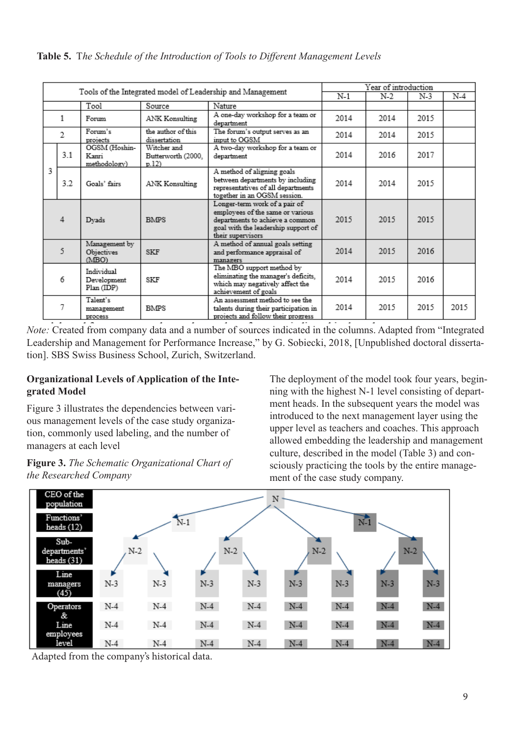**Table 5.** *The Schedule of the Introduction of Tools to Different Management Levels*

| Tools of the Integrated model of Leadership and Management | | | | | Year of introduction | | | |
|---|---|---|---|---|---|---|---|---|
| | | | | | N-1 | N-2 | N-3 | N-4 |
| | | Tool | Source | Nature | | | | |
| 1 | | Forum | ANK Konsulting | A one-day workshop for a team or department | 2014 | 2014 | 2015 | |
| 2 | | Forum's projects | the author of this dissertation | The forum's output serves as an input to OGSM | 2014 | 2014 | 2015 | |
| 3 | 3.1 | OGSM (Hoshin-Kanri methodology) | Witcher and Butterworth (2000, p.12) | A two-day workshop for a team or department | 2014 | 2016 | 2017 | |
| | 3.2 | Goals' fairs | ANK Konsulting | A method of aligning goals between departments by including representatives of all departments together in an OGSM session. | 2014 | 2014 | 2015 | |
| 4 | | Dyads | BMPS | Longer-term work of a pair of employees of the same or various departments to achieve a common goal with the leadership support of their supervisors | 2015 | 2015 | 2015 | |
| 5 | | Management by Objectives (MBO) | SKF | A method of annual goals setting and performance appraisal of managers | 2014 | 2015 | 2016 | |
| 6 | | Individual Development Plan (IDP) | SKF | The MBO support method by eliminating the manager's deficits, which may negatively affect the achievement of goals | 2014 | 2015 | 2016 | |
| 7 | | Talent's management process | BMPS | An assessment method to see the talents during their participation in projects and follow their progress | 2014 | 2015 | 2015 | 2015 |

*Note:* Created from company data and a number of sources indicated in the columns. Adapted from "Integrated Leadership and Management for Performance Increase," by G. Sobiecki, 2018, [Unpublished doctoral dissertation]. SBS Swiss Business School, Zurich, Switzerland.

### Organizational Levels of Application of the Integrated Model

Figure 3 illustrates the dependencies between various management levels of the case study organization, commonly used labeling, and the number of managers at each level

**Figure 3.** *The Schematic Organizational Chart of the Researched Company*

The deployment of the model took four years, beginning with the highest N-1 level consisting of department heads. In the subsequent years the model was introduced to the next management layer using the upper level as teachers and coaches. This approach allowed embedding the leadership and management culture, described in the model (Table 3) and consciously practicing the tools by the entire management of the case study company.

CEO of the population — N

Functions' heads (12) — N-1

Sub-departments' heads (31) — N-2

Line managers (45) — N-3

Operators & Line employees level — N-4

Adapted from the company's historical data.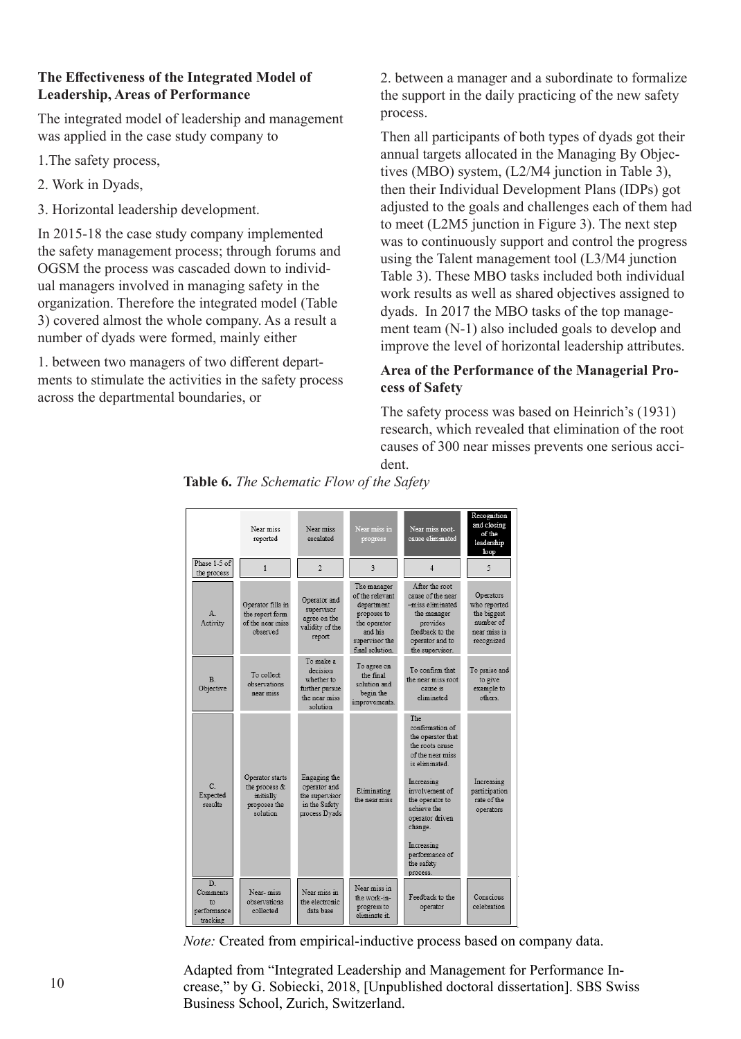### The Effectiveness of the Integrated Model of Leadership, Areas of Performance

The integrated model of leadership and management was applied in the case study company to

1.The safety process,

2. Work in Dyads,

3. Horizontal leadership development.

In 2015-18 the case study company implemented the safety management process; through forums and OGSM the process was cascaded down to individual managers involved in managing safety in the organization. Therefore the integrated model (Table 3) covered almost the whole company. As a result a number of dyads were formed, mainly either

1. between two managers of two different departments to stimulate the activities in the safety process across the departmental boundaries, or

2. between a manager and a subordinate to formalize the support in the daily practicing of the new safety process.

Then all participants of both types of dyads got their annual targets allocated in the Managing By Objectives (MBO) system, (L2/M4 junction in Table 3), then their Individual Development Plans (IDPs) got adjusted to the goals and challenges each of them had to meet (L2M5 junction in Figure 3). The next step was to continuously support and control the progress using the Talent management tool (L3/M4 junction Table 3). These MBO tasks included both individual work results as well as shared objectives assigned to dyads. In 2017 the MBO tasks of the top management team (N-1) also included goals to develop and improve the level of horizontal leadership attributes.

### Area of the Performance of the Managerial Process of Safety

The safety process was based on Heinrich's (1931) research, which revealed that elimination of the root causes of 300 near misses prevents one serious accident.

**Table 6.** *The Schematic Flow of the Safety*

| | Near miss reported | Near miss escalated | Near miss in progress | Near miss root-cause eliminated | Recognition and closing of the leadership loop |
|---|---|---|---|---|---|
| Phase 1-5 of the process | 1 | 2 | 3 | 4 | 5 |
| A. Activity | Operator fills in the report form of the near miss observed | Operator and supervisor agree on the validity of the report | The manager of the relevant department proposes to the operator and his supervisor the final solution. | After the root cause of the near –miss eliminated the manager provides feedback to the operator and to the supervisor. | Operators who reported the biggest number of near miss is recognized |
| B. Objective | To collect observations near miss | To make a decision whether to further pursue the near miss solution | To agree on the final solution and begin the improvements. | To confirm that the near miss root cause is eliminated | To praise and to give example to others. |
| C. Expected results | Operator starts the process & initially proposes the solution | Engaging the operator and the supervisor in the Safety process Dyads | Eliminating the near miss | The confirmation of the operator that the roots cause of the near miss is eliminated.<br><br>Increasing involvement of the operator to achieve the operator driven change.<br><br>Increasing performance of the safety process. | Increasing participation rate of the operators |
| D. Comments to performance tracking | Near- miss observations collected | Near miss in the electronic data base | Near miss in the work-in-progress to eliminate it. | Feedback to the operator | Conscious celebration |

*Note:* Created from empirical-inductive process based on company data.

Adapted from "Integrated Leadership and Management for Performance Increase," by G. Sobiecki, 2018, [Unpublished doctoral dissertation]. SBS Swiss Business School, Zurich, Switzerland.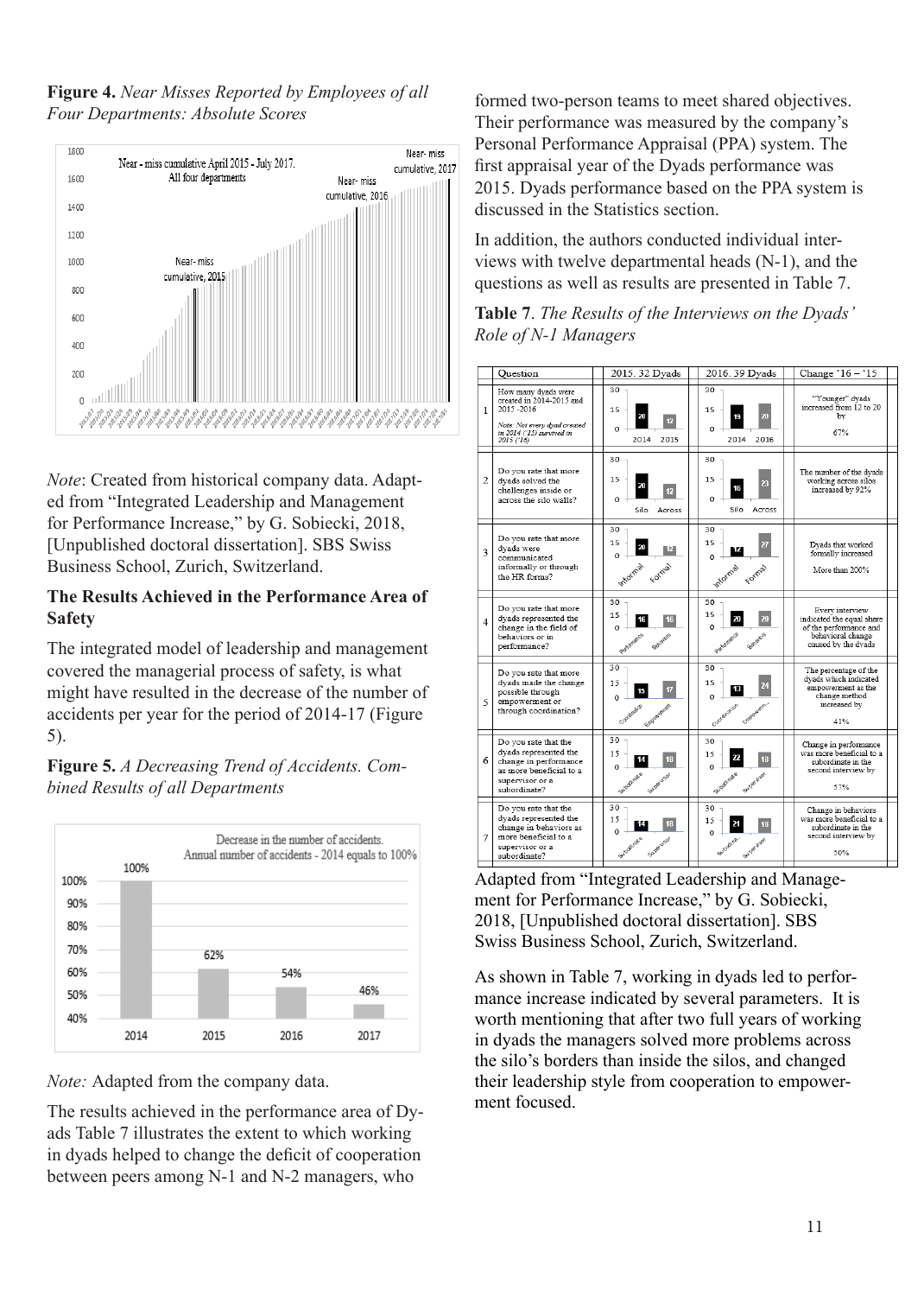**Figure 4.** *Near Misses Reported by Employees of all Four Departments: Absolute Scores*

*Note*: Created from historical company data. Adapted from "Integrated Leadership and Management for Performance Increase," by G. Sobiecki, 2018, [Unpublished doctoral dissertation]. SBS Swiss Business School, Zurich, Switzerland.

**The Results Achieved in the Performance Area of Safety**

The integrated model of leadership and management covered the managerial process of safety, is what might have resulted in the decrease of the number of accidents per year for the period of 2014-17 (Figure 5).

**Figure 5.** *A Decreasing Trend of Accidents. Combined Results of all Departments*

*Note:* Adapted from the company data.

The results achieved in the performance area of Dyads Table 7 illustrates the extent to which working in dyads helped to change the deficit of cooperation between peers among N-1 and N-2 managers, who formed two-person teams to meet shared objectives. Their performance was measured by the company's Personal Performance Appraisal (PPA) system. The first appraisal year of the Dyads performance was 2015. Dyads performance based on the PPA system is discussed in the Statistics section.

In addition, the authors conducted individual interviews with twelve departmental heads (N-1), and the questions as well as results are presented in Table 7.

**Table 7**. *The Results of the Interviews on the Dyads' Role of N-1 Managers*

| | Question | 2015. 32 Dyads | 2016. 39 Dyads | Change '16 – '15 |
|---|---|---|---|---|
| 1 | How many dyads were created in 2014-2015 and 2015 -2016<br>*Note. Not every dyad created in 2014 ('15) survived in 2015 ('16)* | 2014: 20; 2015: 12 | 2014: 19; 2016: 20 | "Younger" dyads increased from 12 to 20 by 67% |
| 2 | Do you rate that more dyads solved the challenges inside or across the silo walls? | Silo: 20; Across: 12 | Silo: 16; Across: 23 | The number of the dyads working across silos increased by 92% |
| 3 | Do you rate that more dyads were communicated informally or through the HR forms? | Informal: 20; Formal: 12 | Informal: 12; Formal: 27 | Dyads that worked formally increased More than 200% |
| 4 | Do you rate that more dyads represented the change in the field of behaviors or in performance? | Performance: 16; Behaviors: 16 | Performance: 20; Behaviors: 20 | Every interview indicated the equal share of the performance and behavioral change caused by the dyads |
| 5 | Do you rate that more dyads made the change possible through empowerment or through coordination? | Coordination: 15; Empowerment: 17 | Coordination: 13; Empowerment: 24 | The percentage of the dyads which indicated empowerment as the change method increased by 41% |
| 6 | Do you rate that the dyads represented the change in performance as more beneficial to a supervisor or a subordinate? | Subordinate: 14; Supervisor: 18 | Subordinate: 22; Supervisor: 18 | Change in performance was more beneficial to a subordinate in the second interview by 57% |
| 7 | Do you rate that the dyads represented the change in behaviors as more beneficial to a supervisor or a subordinate? | Subordinate: 14; Supervisor: 18 | Subordinate: 21; Supervisor: 18 | Change in behaviors was more beneficial to a subordinate in the second interview by 50% |

Adapted from "Integrated Leadership and Management for Performance Increase," by G. Sobiecki, 2018, [Unpublished doctoral dissertation]. SBS Swiss Business School, Zurich, Switzerland.

As shown in Table 7, working in dyads led to performance increase indicated by several parameters. It is worth mentioning that after two full years of working in dyads the managers solved more problems across the silo's borders than inside the silos, and changed their leadership style from cooperation to empowerment focused.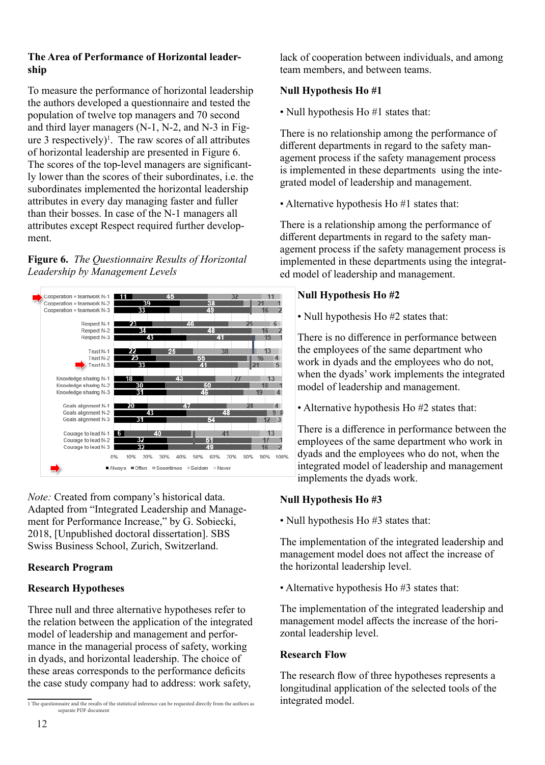### The Area of Performance of Horizontal leadership

To measure the performance of horizontal leadership the authors developed a questionnaire and tested the population of twelve top managers and 70 second and third layer managers (N-1, N-2, and N-3 in Figure 3 respectively)[1]. The raw scores of all attributes of horizontal leadership are presented in Figure 6. The scores of the top-level managers are significantly lower than the scores of their subordinates, i.e. the subordinates implemented the horizontal leadership attributes in every day managing faster and fuller than their bosses. In case of the N-1 managers all attributes except Respect required further development.

**Figure 6.** *The Questionnaire Results of Horizontal Leadership by Management Levels*

| | Always | Often | Sometimes | Seldom | Never |
|---|---|---|---|---|---|
| Cooperation = teamwork N-1 | 11 | 45 | 32 | 11 | |
| Cooperation = teamwork N-2 | 39 | 38 | 21 | 1 | |
| Cooperation = teamwork N-3 | 33 | 49 | 16 | 2 | |
| Respect N-1 | 23 | 46 | 25 | 6 | |
| Respect N-2 | 34 | 48 | 16 | 2 | |
| Respect N-3 | 43 | 41 | 15 | 1 | |
| Trust N-1 | 22 | 25 | 38 | 13 | |
| Trust N-2 | 25 | 55 | 16 | 4 | |
| Trust N-3 | 33 | 41 | 21 | 5 | |
| Knowledge sharing N-1 | 18 | 43 | 27 | 13 | |
| Knowledge sharing N-2 | 30 | 50 | 18 | 1 | |
| Knowledge sharing N-3 | 31 | 46 | 19 | 4 | |
| Goals alignment N-1 | 20 | 47 | 28 | 4 | |
| Goals alignment N-2 | 43 | 48 | 9 | 0 | |
| Goals alignment N-3 | 31 | 54 | 12 | 3 | |
| Courage to lead N-1 | 6 | 40 | 41 | 13 | |
| Courage to lead N-2 | 32 | 51 | 17 | 1 | |
| Courage to lead N-3 | 32 | 49 | 16 | 2 | |

*Note:* Created from company's historical data. Adapted from "Integrated Leadership and Management for Performance Increase," by G. Sobiecki, 2018, [Unpublished doctoral dissertation]. SBS Swiss Business School, Zurich, Switzerland.

### Research Program

### Research Hypotheses

Three null and three alternative hypotheses refer to the relation between the application of the integrated model of leadership and management and performance in the managerial process of safety, working in dyads, and horizontal leadership. The choice of these areas corresponds to the performance deficits the case study company had to address: work safety, lack of cooperation between individuals, and among team members, and between teams.

### Null Hypothesis Ho #1

• Null hypothesis Ho #1 states that:

There is no relationship among the performance of different departments in regard to the safety management process if the safety management process is implemented in these departments using the integrated model of leadership and management.

• Alternative hypothesis Ho #1 states that:

There is a relationship among the performance of different departments in regard to the safety management process if the safety management process is implemented in these departments using the integrated model of leadership and management.

### Null Hypothesis Ho #2

• Null hypothesis Ho #2 states that:

There is no difference in performance between the employees of the same department who work in dyads and the employees who do not, when the dyads' work implements the integrated model of leadership and management.

• Alternative hypothesis Ho #2 states that:

There is a difference in performance between the employees of the same department who work in dyads and the employees who do not, when the integrated model of leadership and management implements the dyads work.

### Null Hypothesis Ho #3

• Null hypothesis Ho #3 states that:

The implementation of the integrated leadership and management model does not affect the increase of the horizontal leadership level.

• Alternative hypothesis Ho #3 states that:

The implementation of the integrated leadership and management model affects the increase of the horizontal leadership level.

### Research Flow

The research flow of three hypotheses represents a longitudinal application of the selected tools of the integrated model.

---

[1] The questionnaire and the results of the statistical inference can be requested directly from the authors as separate PDF document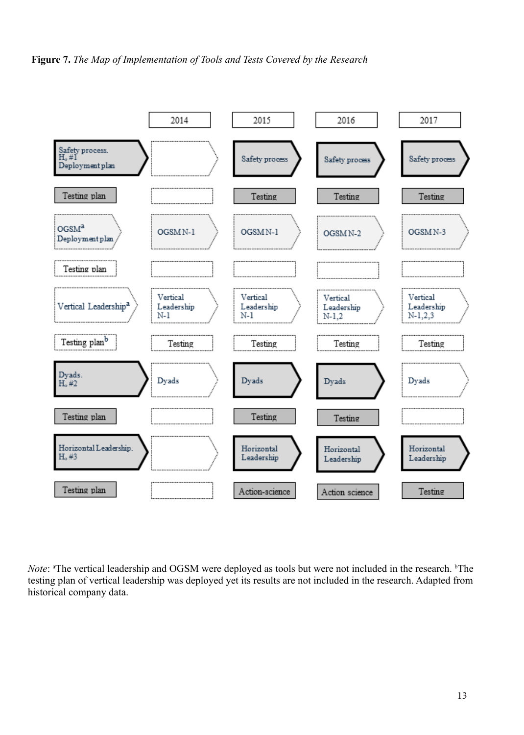**Figure 7.** *The Map of Implementation of Tools and Tests Covered by the Research*

| | 2014 | 2015 | 2016 | 2017 |
|---|---|---|---|---|
| Safety process. $H_o$ #1 Deployment plan | | Safety process | Safety process | Safety process |
| Testing plan | | Testing | Testing | Testing |
| OGSM[a] Deployment plan | OGSM N-1 | OGSM N-1 | OGSM N-2 | OGSM N-3 |
| Testing plan | | | | |
| Vertical Leadership[a] | Vertical Leadership N-1 | Vertical Leadership N-1 | Vertical Leadership N-1,2 | Vertical Leadership N-1,2,3 |
| Testing plan[b] | Testing | Testing | Testing | Testing |
| Dyads. $H_o$ #2 | Dyads | Dyads | Dyads | Dyads |
| Testing plan | | Testing | Testing | |
| Horizontal Leadership. $H_o$ #3 | | Horizontal Leadership | Horizontal Leadership | Horizontal Leadership |
| Testing plan | | Action-science | Action science | Testing |

*Note*: [a]The vertical leadership and OGSM were deployed as tools but were not included in the research. [b]The testing plan of vertical leadership was deployed yet its results are not included in the research. Adapted from historical company data.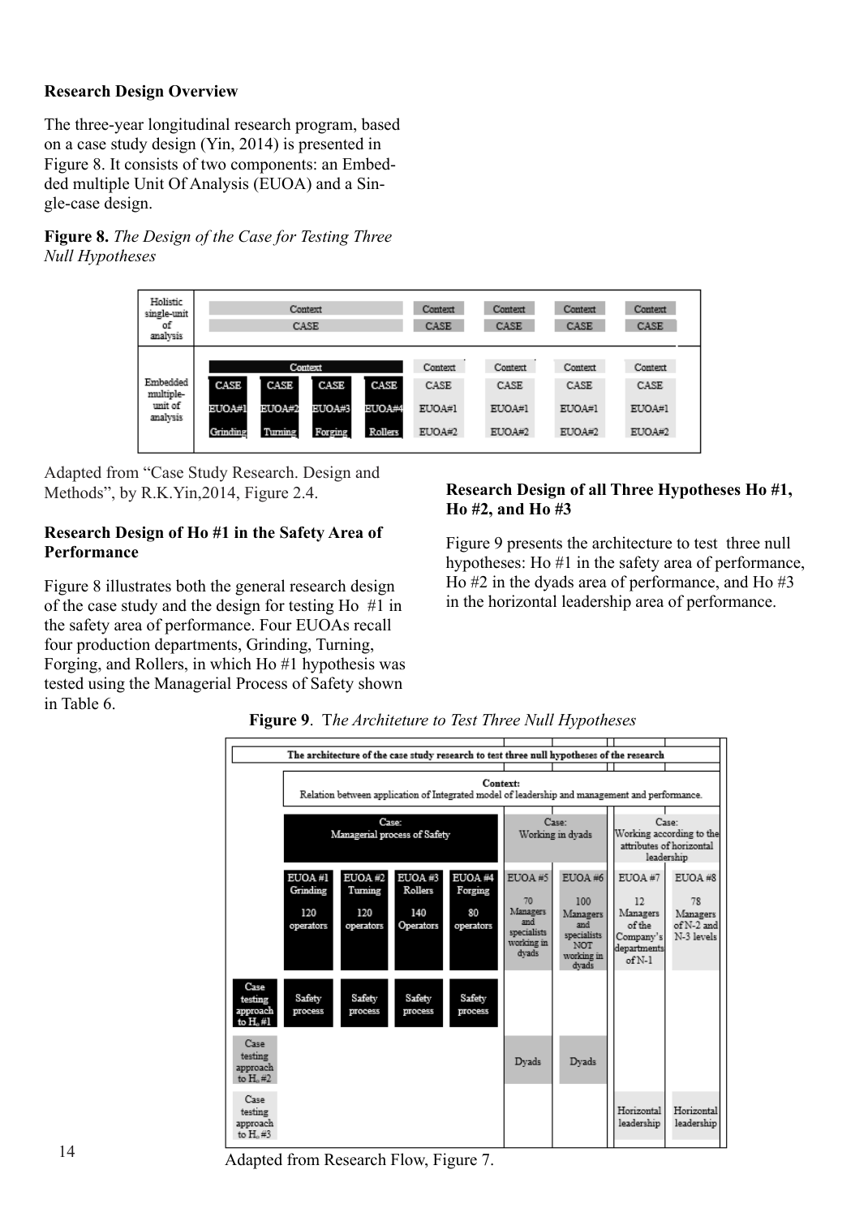### Research Design Overview

The three-year longitudinal research program, based on a case study design (Yin, 2014) is presented in Figure 8. It consists of two components: an Embedded multiple Unit Of Analysis (EUOA) and a Single-case design.

**Figure 8.** *The Design of the Case for Testing Three Null Hypotheses*

| Holistic single-unit of analysis | Context / CASE | Context / CASE | Context / CASE | Context / CASE | Context / CASE |
|---|---|---|---|---|---|
| Embedded multiple-unit of analysis | Context: CASE EUOA#1 Grinding; CASE EUOA#2 Turning; CASE EUOA#3 Forging; CASE EUOA#4 Rollers | Context / CASE / EUOA#1 / EUOA#2 | Context / CASE / EUOA#1 / EUOA#2 | Context / CASE / EUOA#1 / EUOA#2 | Context / CASE / EUOA#1 / EUOA#2 |

Adapted from "Case Study Research. Design and Methods", by R.K.Yin,2014, Figure 2.4.

### Research Design of Ho #1 in the Safety Area of Performance

Figure 8 illustrates both the general research design of the case study and the design for testing Ho #1 in the safety area of performance. Four EUOAs recall four production departments, Grinding, Turning, Forging, and Rollers, in which Ho #1 hypothesis was tested using the Managerial Process of Safety shown in Table 6.

### Research Design of all Three Hypotheses Ho #1, Ho #2, and Ho #3

Figure 9 presents the architecture to test three null hypotheses: Ho #1 in the safety area of performance, Ho #2 in the dyads area of performance, and Ho #3 in the horizontal leadership area of performance.

**Figure 9**. T*he Architeture to Test Three Null Hypotheses*

| The architecture of the case study research to test three null hypotheses of the research | | | | | | | | |
|---|---|---|---|---|---|---|---|---|
| | Context: Relation between application of Integrated model of leadership and management and performance. | | | | | | | |
| | Case: Managerial process of Safety | | | | Case: Working in dyads | | Case: Working according to the attributes of horizontal leadership | |
| | EUOA #1 Grinding 120 operators | EUOA #2 Turning 120 operators | EUOA #3 Rollers 140 Operators | EUOA #4 Forging 80 operators | EUOA #5 70 Managers and specialists working in dyads | EUOA #6 100 Managers and specialists NOT working in dyads | EUOA #7 12 Managers of the Company's departments of N-1 | EUOA #8 78 Managers of N-2 and N-3 levels |
| Case testing approach to $H_o$ #1 | Safety process | Safety process | Safety process | Safety process | | | | |
| Case testing approach to $H_o$ #2 | | | | | Dyads | Dyads | | |
| Case testing approach to $H_o$ #3 | | | | | | | Horizontal leadership | Horizontal leadership |

Adapted from Research Flow, Figure 7.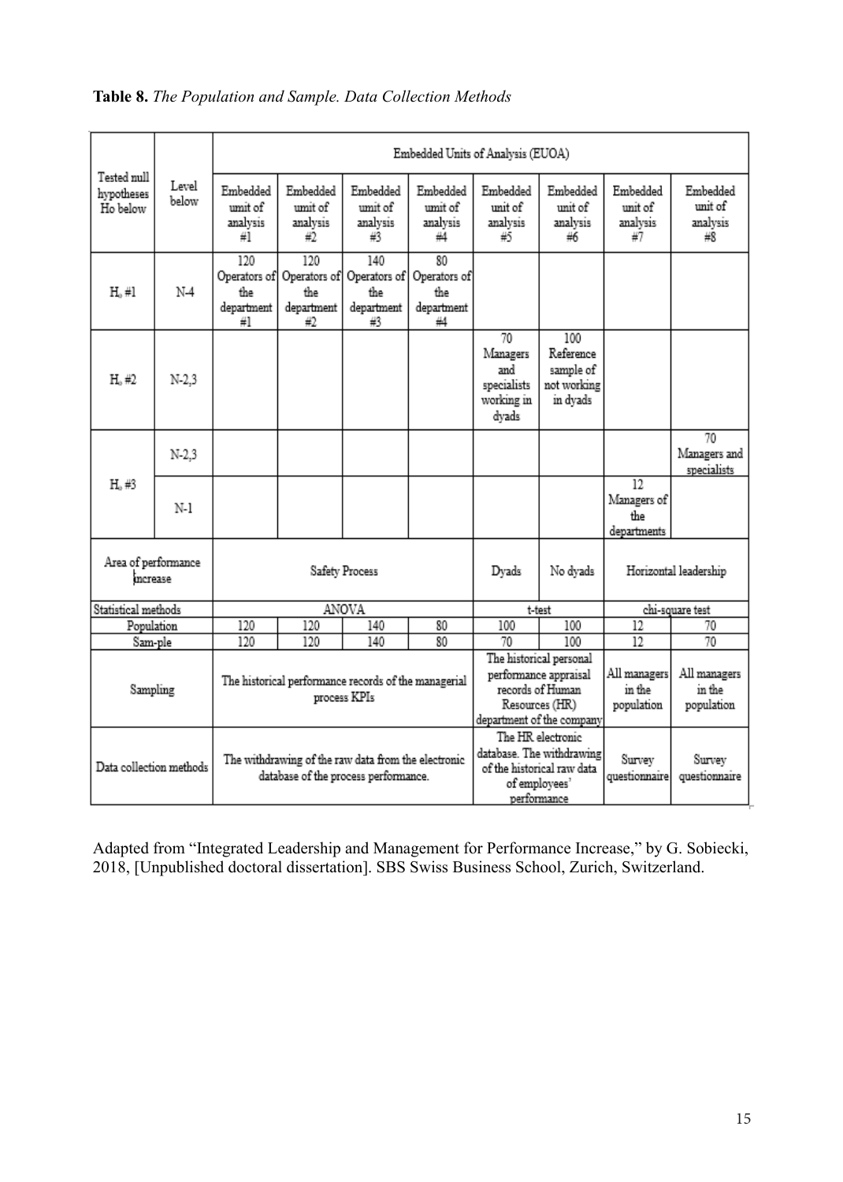**Table 8.** *The Population and Sample. Data Collection Methods*

| Tested null hypotheses Ho below | Level below | Embedded Units of Analysis (EUOA) | | | | | | | |
|---|---|---|---|---|---|---|---|---|---|
| | | Embedded unit of analysis #1 | Embedded unit of analysis #2 | Embedded unit of analysis #3 | Embedded unit of analysis #4 | Embedded unit of analysis #5 | Embedded unit of analysis #6 | Embedded unit of analysis #7 | Embedded unit of analysis #8 |
| $H_o$ #1 | N-4 | 120 Operators of the department #1 | 120 Operators of the department #2 | 140 Operators of the department #3 | 80 Operators of the department #4 | | | | |
| $H_o$ #2 | N-2,3 | | | | | 70 Managers and specialists working in dyads | 100 Reference sample of not working in dyads | | |
| $H_o$ #3 | N-2,3 | | | | | | | | 70 Managers and specialists |
| | N-1 | | | | | | | 12 Managers of the departments | |
| Area of performance increase | | Safety Process | | | | Dyads | No dyads | Horizontal leadership | |
| Statistical methods | | ANOVA | | | | t-test | | chi-square test | |
| Population | | 120 | 120 | 140 | 80 | 100 | 100 | 12 | 70 |
| Sam-ple | | 120 | 120 | 140 | 80 | 70 | 100 | 12 | 70 |
| Sampling | | The historical performance records of the managerial process KPIs | | | | The historical personal performance appraisal records of Human Resources (HR) department of the company | | All managers in the population | All managers in the population |
| Data collection methods | | The withdrawing of the raw data from the electronic database of the process performance. | | | | The HR electronic database. The withdrawing of the historical raw data of employees' performance | | Survey questionnaire | Survey questionnaire |

Adapted from "Integrated Leadership and Management for Performance Increase," by G. Sobiecki, 2018, [Unpublished doctoral dissertation]. SBS Swiss Business School, Zurich, Switzerland.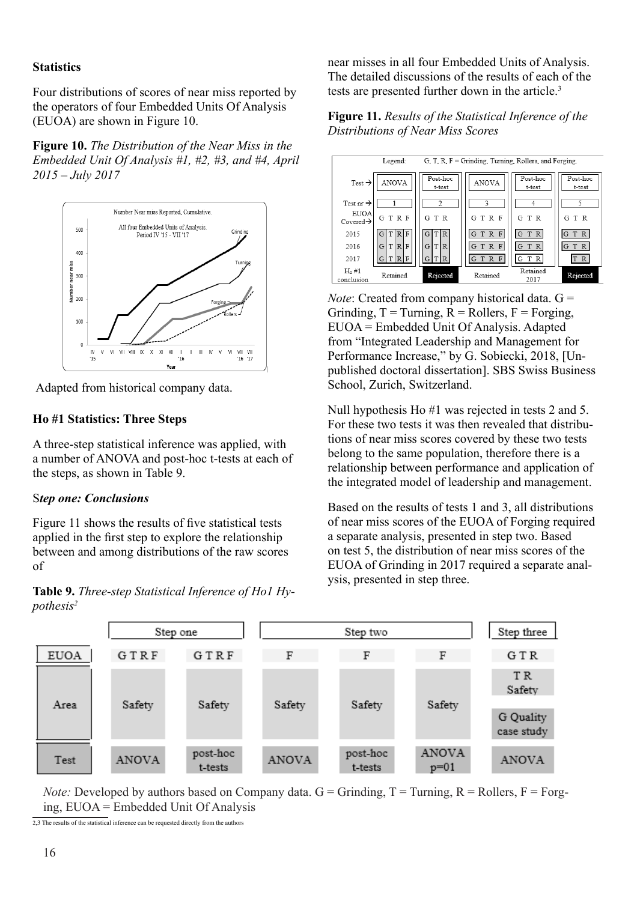## Statistics

Four distributions of scores of near miss reported by the operators of four Embedded Units Of Analysis (EUOA) are shown in Figure 10.

**Figure 10.** *The Distribution of the Near Miss in the Embedded Unit Of Analysis #1, #2, #3, and #4, April 2015 – July 2017*

Adapted from historical company data.

### Ho #1 Statistics: Three Steps

A three-step statistical inference was applied, with a number of ANOVA and post-hoc t-tests at each of the steps, as shown in Table 9.

***Step one: Conclusions***

Figure 11 shows the results of five statistical tests applied in the first step to explore the relationship between and among distributions of the raw scores of near misses in all four Embedded Units of Analysis. The detailed discussions of the results of each of the tests are presented further down in the article.[3]

**Figure 11.** *Results of the Statistical Inference of the Distributions of Near Miss Scores*

| Legend: | G, T, R, F = Grinding, Turning, Rollers, and Forging. | | | | |
|---|---|---|---|---|---|
| Test → | ANOVA | Post-hoc t-test | ANOVA | Post-hoc t-test | Post-hoc t-test |
| Test nr → | 1 | 2 | 3 | 4 | 5 |
| EUOA Covered → | G T R F | G T R | G T R F | G T R | G T R |
| 2015 | G T R F | G T R | G T R F | G T R | G T R |
| 2016 | G T R F | G T R | G T R F | G T R | G T R |
| 2017 | G T R F | G T R | G T R F | G T R | T R |
| $H_0$ #1 conclusion | Retained | Rejected | Retained | Retained 2017 | Rejected |

*Note*: Created from company historical data. G = Grinding, T = Turning, R = Rollers, F = Forging, EUOA = Embedded Unit Of Analysis. Adapted from "Integrated Leadership and Management for Performance Increase," by G. Sobiecki, 2018, [Unpublished doctoral dissertation]. SBS Swiss Business School, Zurich, Switzerland.

Null hypothesis Ho #1 was rejected in tests 2 and 5. For these two tests it was then revealed that distributions of near miss scores covered by these two tests belong to the same population, therefore there is a relationship between performance and application of the integrated model of leadership and management.

Based on the results of tests 1 and 3, all distributions of near miss scores of the EUOA of Forging required a separate analysis, presented in step two. Based on test 5, the distribution of near miss scores of the EUOA of Grinding in 2017 required a separate analysis, presented in step three.

**Table 9.** *Three-step Statistical Inference of Ho1 Hypothesis*[2]

| | Step one | | Step two | | | Step three |
|---|---|---|---|---|---|---|
| EUOA | G T R F | G T R F | F | F | F | G T R |
| Area | Safety | Safety | Safety | Safety | Safety | T R Safety; G Quality case study |
| Test | ANOVA | post-hoc t-tests | ANOVA | post-hoc t-tests | ANOVA p=01 | ANOVA |

*Note:* Developed by authors based on Company data. G = Grinding, T = Turning, R = Rollers, F = Forging, EUOA = Embedded Unit Of Analysis

[2,3] The results of the statistical inference can be requested directly from the authors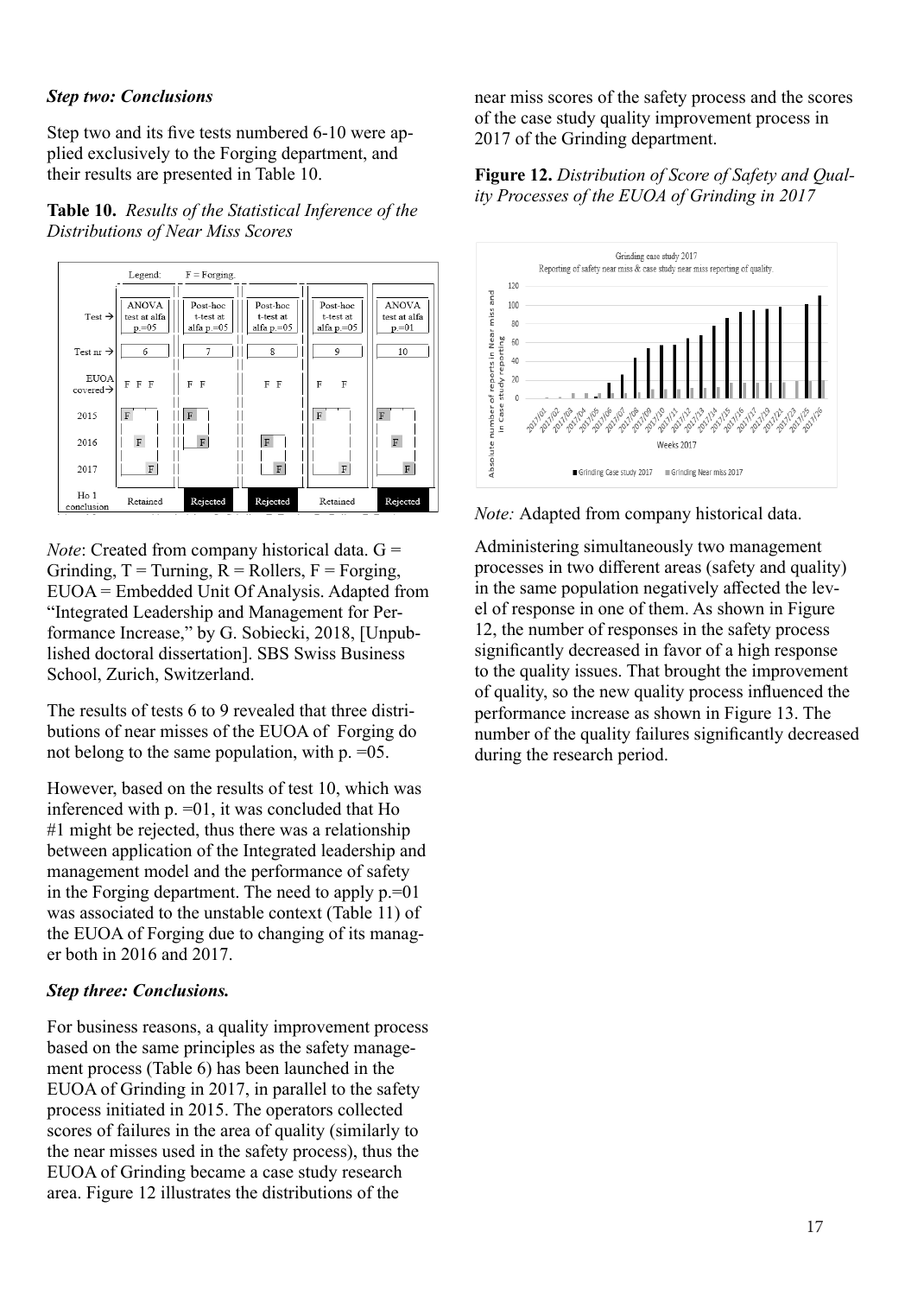### *Step two: Conclusions*

Step two and its five tests numbered 6-10 were applied exclusively to the Forging department, and their results are presented in Table 10.

**Table 10.** *Results of the Statistical Inference of the Distributions of Near Miss Scores*

Legend: F = Forging.

| Test → | ANOVA test at alfa p.=05 | Post-hoc t-test at alfa p.=05 | Post-hoc t-test at alfa p.=05 | Post-hoc t-test at alfa p.=05 | ANOVA test at alfa p.=01 |
|---|---|---|---|---|---|
| Test nr → | 6 | 7 | 8 | 9 | 10 |
| EUOA covered → | F F F | F F | F F | F F | |
| 2015 | F | F | | F | F |
| 2016 | F | F | F | | F |
| 2017 | F | | F | F | F |
| Ho 1 conclusion | Retained | Rejected | Rejected | Retained | Rejected |

*Note*: Created from company historical data. G = Grinding, T = Turning, R = Rollers, F = Forging, EUOA = Embedded Unit Of Analysis. Adapted from "Integrated Leadership and Management for Performance Increase," by G. Sobiecki, 2018, [Unpublished doctoral dissertation]. SBS Swiss Business School, Zurich, Switzerland.

The results of tests 6 to 9 revealed that three distributions of near misses of the EUOA of Forging do not belong to the same population, with p. =05.

However, based on the results of test 10, which was inferenced with p. =01, it was concluded that Ho #1 might be rejected, thus there was a relationship between application of the Integrated leadership and management model and the performance of safety in the Forging department. The need to apply p.=01 was associated to the unstable context (Table 11) of the EUOA of Forging due to changing of its manager both in 2016 and 2017.

### *Step three: Conclusions.*

For business reasons, a quality improvement process based on the same principles as the safety management process (Table 6) has been launched in the EUOA of Grinding in 2017, in parallel to the safety process initiated in 2015. The operators collected scores of failures in the area of quality (similarly to the near misses used in the safety process), thus the EUOA of Grinding became a case study research area. Figure 12 illustrates the distributions of the near miss scores of the safety process and the scores of the case study quality improvement process in 2017 of the Grinding department.

**Figure 12.** *Distribution of Score of Safety and Quality Processes of the EUOA of Grinding in 2017*

*Note:* Adapted from company historical data.

Administering simultaneously two management processes in two different areas (safety and quality) in the same population negatively affected the level of response in one of them. As shown in Figure 12, the number of responses in the safety process significantly decreased in favor of a high response to the quality issues. That brought the improvement of quality, so the new quality process influenced the performance increase as shown in Figure 13. The number of the quality failures significantly decreased during the research period.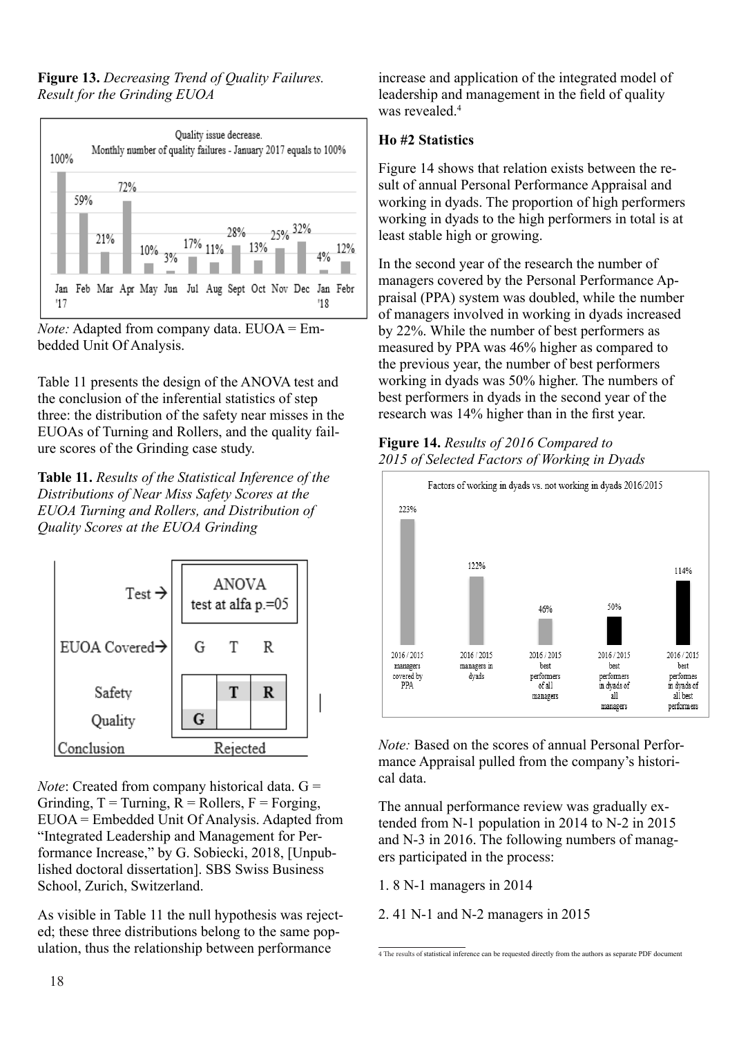**Figure 13.** *Decreasing Trend of Quality Failures. Result for the Grinding EUOA*

*Note:* Adapted from company data. EUOA = Embedded Unit Of Analysis.

Table 11 presents the design of the ANOVA test and the conclusion of the inferential statistics of step three: the distribution of the safety near misses in the EUOAs of Turning and Rollers, and the quality failure scores of the Grinding case study.

**Table 11.** *Results of the Statistical Inference of the Distributions of Near Miss Safety Scores at the EUOA Turning and Rollers, and Distribution of Quality Scores at the EUOA Grinding*

| Test → | ANOVA test at alfa p.=05 | | |
|---|---|---|---|
| EUOA Covered→ | G | T | R |
| Safety | | T | R |
| Quality | G | | |
| Conclusion | Rejected | | |

*Note*: Created from company historical data. G = Grinding, T = Turning, R = Rollers, F = Forging, EUOA = Embedded Unit Of Analysis. Adapted from "Integrated Leadership and Management for Performance Increase," by G. Sobiecki, 2018, [Unpublished doctoral dissertation]. SBS Swiss Business School, Zurich, Switzerland.

As visible in Table 11 the null hypothesis was rejected; these three distributions belong to the same population, thus the relationship between performance increase and application of the integrated model of leadership and management in the field of quality was revealed.[4]

### Ho #2 Statistics

Figure 14 shows that relation exists between the result of annual Personal Performance Appraisal and working in dyads. The proportion of high performers working in dyads to the high performers in total is at least stable high or growing.

In the second year of the research the number of managers covered by the Personal Performance Appraisal (PPA) system was doubled, while the number of managers involved in working in dyads increased by 22%. While the number of best performers as measured by PPA was 46% higher as compared to the previous year, the number of best performers working in dyads was 50% higher. The numbers of best performers in dyads in the second year of the research was 14% higher than in the first year.

**Figure 14.** *Results of 2016 Compared to 2015 of Selected Factors of Working in Dyads*

*Note:* Based on the scores of annual Personal Performance Appraisal pulled from the company's historical data.

The annual performance review was gradually extended from N-1 population in 2014 to N-2 in 2015 and N-3 in 2016. The following numbers of managers participated in the process:

1. 8 N-1 managers in 2014

2. 41 N-1 and N-2 managers in 2015

[4] The results of statistical inference can be requested directly from the authors as separate PDF document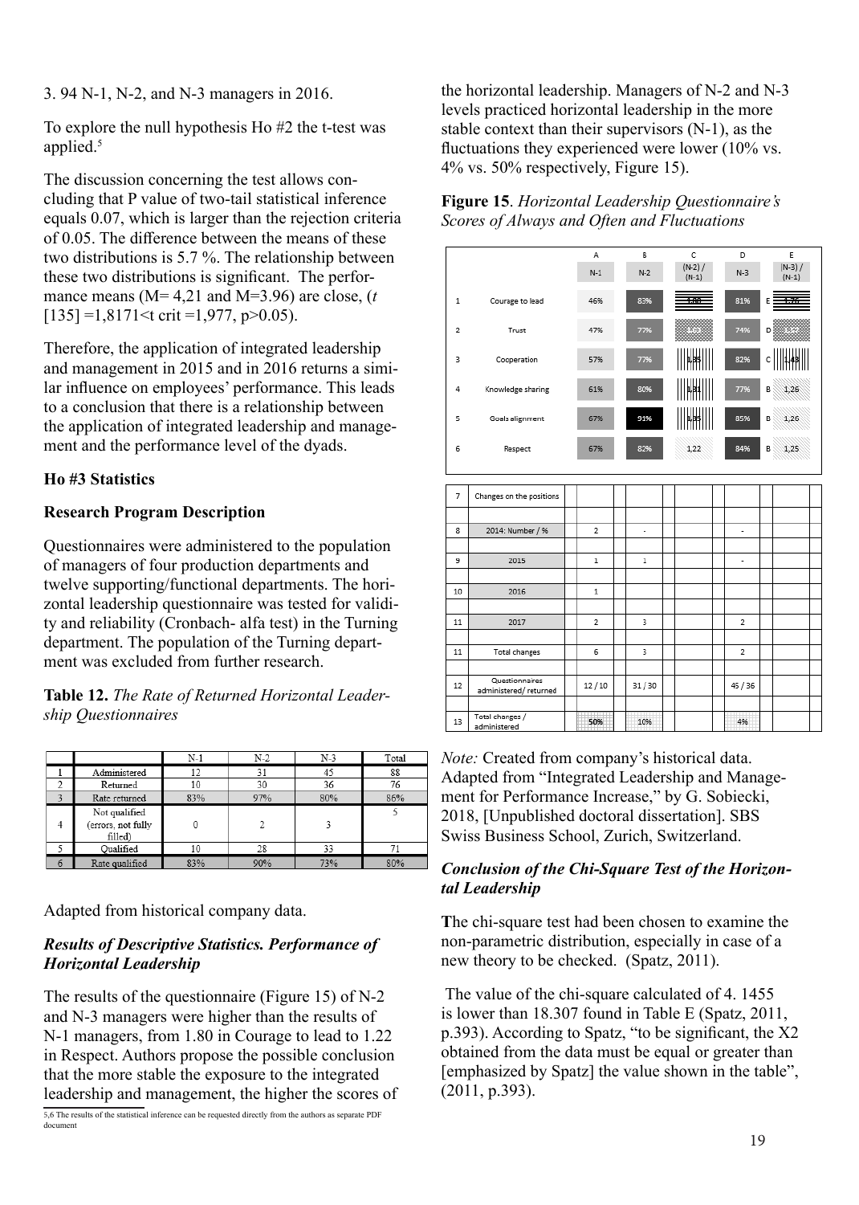3. 94 N-1, N-2, and N-3 managers in 2016.

To explore the null hypothesis Ho #2 the t-test was applied.[5]

The discussion concerning the test allows concluding that P value of two-tail statistical inference equals 0.07, which is larger than the rejection criteria of 0.05. The difference between the means of these two distributions is 5.7 %. The relationship between these two distributions is significant. The performance means (M= 4,21 and M=3.96) are close, ($t$ [135] =1,8171<t crit =1,977, p>0.05).

Therefore, the application of integrated leadership and management in 2015 and in 2016 returns a similar influence on employees' performance. This leads to a conclusion that there is a relationship between the application of integrated leadership and management and the performance level of the dyads.

### Ho #3 Statistics

### Research Program Description

Questionnaires were administered to the population of managers of four production departments and twelve supporting/functional departments. The horizontal leadership questionnaire was tested for validity and reliability (Cronbach- alfa test) in the Turning department. The population of the Turning department was excluded from further research.

**Table 12.** *The Rate of Returned Horizontal Leadership Questionnaires*

| | | N-1 | N-2 | N-3 | Total |
|---|---|---|---|---|---|
| 1 | Administered | 12 | 31 | 45 | 88 |
| 2 | Returned | 10 | 30 | 36 | 76 |
| 3 | Rate returned | 83% | 97% | 80% | 86% |
| 4 | Not qualified (errors, not fully filled) | 0 | 2 | 3 | 5 |
| 5 | Qualified | 10 | 28 | 33 | 71 |
| 6 | Rate qualified | 83% | 90% | 73% | 80% |

Adapted from historical company data.

### *Results of Descriptive Statistics. Performance of Horizontal Leadership*

The results of the questionnaire (Figure 15) of N-2 and N-3 managers were higher than the results of N-1 managers, from 1.80 in Courage to lead to 1.22 in Respect. Authors propose the possible conclusion that the more stable the exposure to the integrated leadership and management, the higher the scores of the horizontal leadership. Managers of N-2 and N-3 levels practiced horizontal leadership in the more stable context than their supervisors (N-1), as the fluctuations they experienced were lower (10% vs. 4% vs. 50% respectively, Figure 15).

**Figure 15**. *Horizontal Leadership Questionnaire's Scores of Always and Often and Fluctuations*

| | | A | B | C | D | E |
|---|---|---|---|---|---|---|
| | | N-1 | N-2 | (N-2) / (N-1) | N-3 | (N-3) / (N-1) |
| 1 | Courage to lead | 46% | 83% | 1,80 | 81% | E 1,76 |
| 2 | Trust | 47% | 77% | 1,63 | 74% | D 1,57 |
| 3 | Cooperation | 57% | 77% | 1,35 | 82% | C 1,43 |
| 4 | Knowledge sharing | 61% | 80% | 1,31 | 77% | B 1,26 |
| 5 | Goals alignment | 67% | 91% | 1,35 | 85% | B 1,26 |
| 6 | Respect | 67% | 82% | 1,22 | 84% | B 1,25 |
| 7 | Changes on the positions | | | | | |
| 8 | 2014: Number / % | 2 | - | | - | |
| 9 | 2015 | 1 | 1 | | - | |
| 10 | 2016 | 1 | | | | |
| 11 | 2017 | 2 | 3 | | 2 | |
| 11 | Total changes | 6 | 3 | | 2 | |
| 12 | Questionnaires administered/ returned | 12 / 10 | 31 / 30 | | 45 / 36 | |
| 13 | Total changes / administered | 50% | 10% | | 4% | |

*Note:* Created from company's historical data. Adapted from "Integrated Leadership and Management for Performance Increase," by G. Sobiecki, 2018, [Unpublished doctoral dissertation]. SBS Swiss Business School, Zurich, Switzerland.

### *Conclusion of the Chi-Square Test of the Horizontal Leadership*

**T**he chi-square test had been chosen to examine the non-parametric distribution, especially in case of a new theory to be checked. (Spatz, 2011).

The value of the chi-square calculated of 4. 1455 is lower than 18.307 found in Table E (Spatz, 2011, p.393). According to Spatz, "to be significant, the X2 obtained from the data must be equal or greater than [emphasized by Spatz] the value shown in the table", (2011, p.393).

[5,6] The results of the statistical inference can be requested directly from the authors as separate PDF document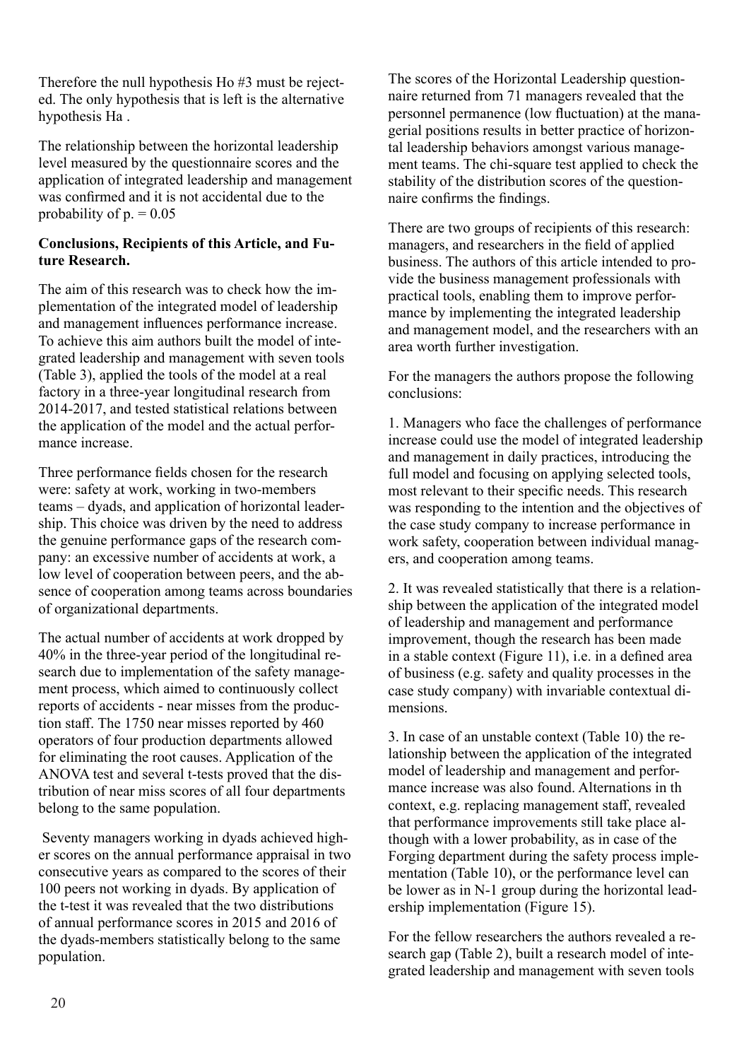Therefore the null hypothesis Ho #3 must be rejected. The only hypothesis that is left is the alternative hypothesis Ha .

The relationship between the horizontal leadership level measured by the questionnaire scores and the application of integrated leadership and management was confirmed and it is not accidental due to the probability of p. = 0.05

**Conclusions, Recipients of this Article, and Future Research.**

The aim of this research was to check how the implementation of the integrated model of leadership and management influences performance increase. To achieve this aim authors built the model of integrated leadership and management with seven tools (Table 3), applied the tools of the model at a real factory in a three-year longitudinal research from 2014-2017, and tested statistical relations between the application of the model and the actual performance increase.

Three performance fields chosen for the research were: safety at work, working in two-members teams – dyads, and application of horizontal leadership. This choice was driven by the need to address the genuine performance gaps of the research company: an excessive number of accidents at work, a low level of cooperation between peers, and the absence of cooperation among teams across boundaries of organizational departments.

The actual number of accidents at work dropped by 40% in the three-year period of the longitudinal research due to implementation of the safety management process, which aimed to continuously collect reports of accidents - near misses from the production staff. The 1750 near misses reported by 460 operators of four production departments allowed for eliminating the root causes. Application of the ANOVA test and several t-tests proved that the distribution of near miss scores of all four departments belong to the same population.

Seventy managers working in dyads achieved higher scores on the annual performance appraisal in two consecutive years as compared to the scores of their 100 peers not working in dyads. By application of the t-test it was revealed that the two distributions of annual performance scores in 2015 and 2016 of the dyads-members statistically belong to the same population.

The scores of the Horizontal Leadership questionnaire returned from 71 managers revealed that the personnel permanence (low fluctuation) at the managerial positions results in better practice of horizontal leadership behaviors amongst various management teams. The chi-square test applied to check the stability of the distribution scores of the questionnaire confirms the findings.

There are two groups of recipients of this research: managers, and researchers in the field of applied business. The authors of this article intended to provide the business management professionals with practical tools, enabling them to improve performance by implementing the integrated leadership and management model, and the researchers with an area worth further investigation.

For the managers the authors propose the following conclusions:

1. Managers who face the challenges of performance increase could use the model of integrated leadership and management in daily practices, introducing the full model and focusing on applying selected tools, most relevant to their specific needs. This research was responding to the intention and the objectives of the case study company to increase performance in work safety, cooperation between individual managers, and cooperation among teams.

2. It was revealed statistically that there is a relationship between the application of the integrated model of leadership and management and performance improvement, though the research has been made in a stable context (Figure 11), i.e. in a defined area of business (e.g. safety and quality processes in the case study company) with invariable contextual dimensions.

3. In case of an unstable context (Table 10) the relationship between the application of the integrated model of leadership and management and performance increase was also found. Alternations in th context, e.g. replacing management staff, revealed that performance improvements still take place although with a lower probability, as in case of the Forging department during the safety process implementation (Table 10), or the performance level can be lower as in N-1 group during the horizontal leadership implementation (Figure 15).

For the fellow researchers the authors revealed a research gap (Table 2), built a research model of integrated leadership and management with seven tools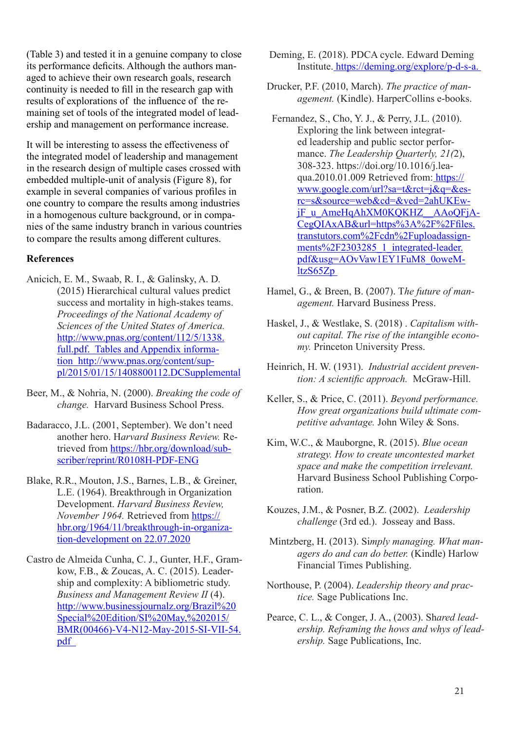(Table 3) and tested it in a genuine company to close its performance deficits. Although the authors managed to achieve their own research goals, research continuity is needed to fill in the research gap with results of explorations of the influence of the remaining set of tools of the integrated model of leadership and management on performance increase.

It will be interesting to assess the effectiveness of the integrated model of leadership and management in the research design of multiple cases crossed with embedded multiple-unit of analysis (Figure 8), for example in several companies of various profiles in one country to compare the results among industries in a homogenous culture background, or in companies of the same industry branch in various countries to compare the results among different cultures.

**References**

Anicich, E. M., Swaab, R. I., & Galinsky, A. D. (2015) Hierarchical cultural values predict success and mortality in high-stakes teams. *Proceedings of the National Academy of Sciences of the United States of America.* http://www.pnas.org/content/112/5/1338.full.pdf. Tables and Appendix information http://www.pnas.org/content/suppl/2015/01/15/1408800112.DCSupplemental

Beer, M., & Nohria, N. (2000). *Breaking the code of change.* Harvard Business School Press.

Badaracco, J.L. (2001, September). We don't need another hero. H*arvard Business Review.* Retrieved from https://hbr.org/download/subscriber/reprint/R0108H-PDF-ENG

Blake, R.R., Mouton, J.S., Barnes, L.B., & Greiner, L.E. (1964). Breakthrough in Organization Development. *Harvard Business Review, November 1964.* Retrieved from https://hbr.org/1964/11/breakthrough-in-organization-development on 22.07.2020

Castro de Almeida Cunha, C. J., Gunter, H.F., Gramkow, F.B., & Zoucas, A. C. (2015). Leadership and complexity: A bibliometric study. *Business and Management Review II* (4). http://www.businessjournalz.org/Brazil%20Special%20Edition/SI%20May,%202015/BMR(00466)-V4-N12-May-2015-SI-VII-54.pdf

Deming, E. (2018). PDCA cycle. Edward Deming Institute. https://deming.org/explore/p-d-s-a.

Drucker, P.F. (2010, March). *The practice of management.* (Kindle). HarperCollins e-books.

Fernandez, S., Cho, Y. J., & Perry, J.L. (2010). Exploring the link between integrated leadership and public sector performance. *The Leadership Quarterly, 21(*2), 308-323. https://doi.org/10.1016/j.leaqua.2010.01.009 Retrieved from: https://www.google.com/url?sa=t&rct=j&q=&esrc=s&source=web&cd=&ved=2ahUKEwjF_u_AmeHqAhXM0KQKHZ__AAoQFjACegQIAxAB&url=https%3A%2F%2Ffiles.transtutors.com%2Fcdn%2Fuploadassignments%2F2303285_1_integrated-leader.pdf&usg=AOvVaw1EY1FuM8_0oweMltzS65Zp

Hamel, G., & Breen, B. (2007). T*he future of management.* Harvard Business Press.

Haskel, J., & Westlake, S. (2018) . *Capitalism without capital. The rise of the intangible economy.* Princeton University Press.

Heinrich, H. W. (1931). *Industrial accident prevention: A scientific approach.* McGraw-Hill.

Keller, S., & Price, C. (2011). *Beyond performance. How great organizations build ultimate competitive advantage.* John Wiley & Sons.

Kim, W.C., & Mauborgne, R. (2015). *Blue ocean strategy. How to create uncontested market space and make the competition irrelevant.* Harvard Business School Publishing Corporation.

Kouzes, J.M., & Posner, B.Z. (2002). *Leadership challenge* (3rd ed.). Josseay and Bass.

Mintzberg, H. (2013). Si*mply managing. What managers do and can do better.* (Kindle) Harlow Financial Times Publishing.

Northouse, P. (2004). *Leadership theory and practice.* Sage Publications Inc.

Pearce, C. L., & Conger, J. A., (2003). Sh*ared leadership. Reframing the hows and whys of leadership.* Sage Publications, Inc.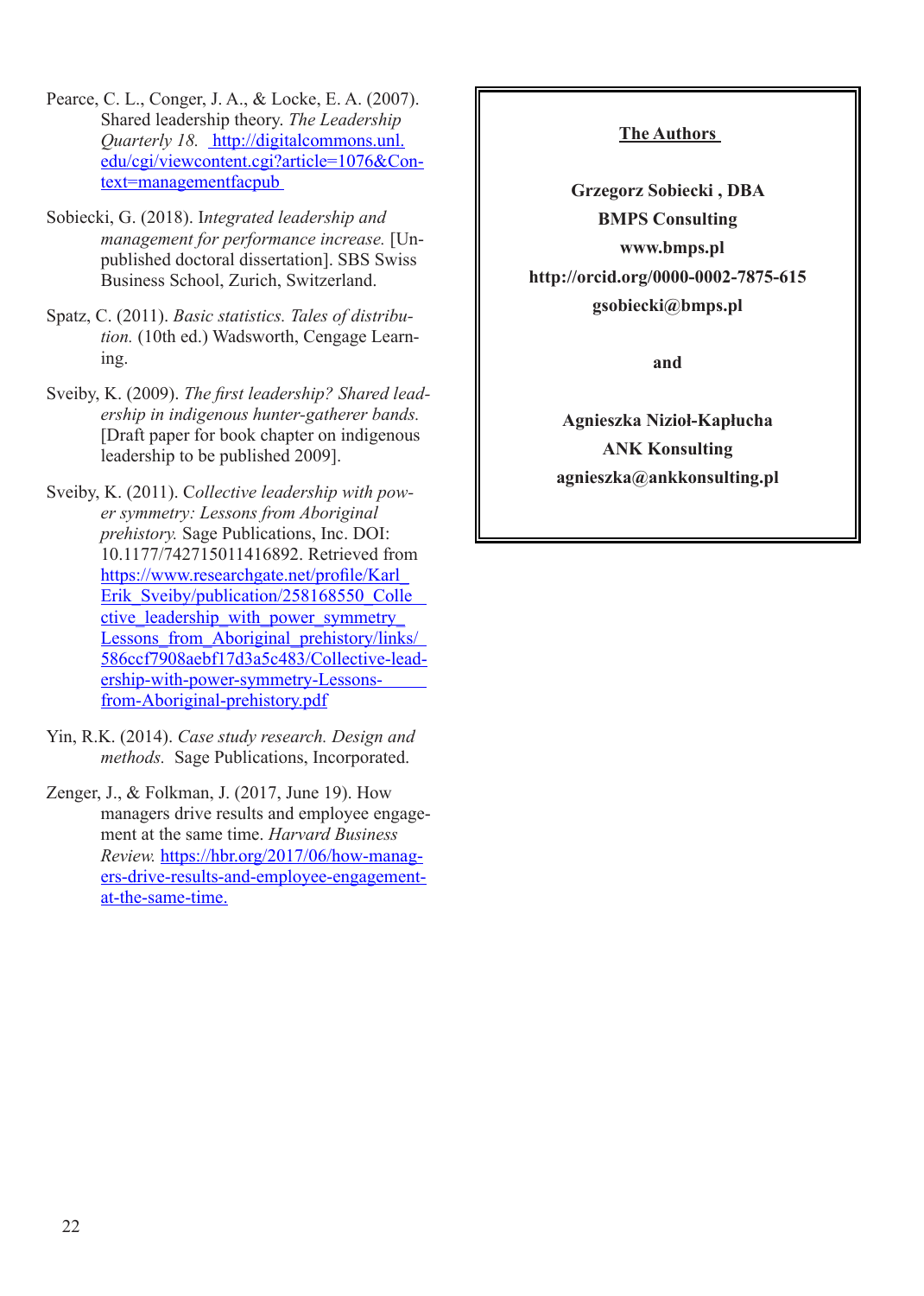Pearce, C. L., Conger, J. A., & Locke, E. A. (2007). Shared leadership theory. *The Leadership Quarterly 18.* http://digitalcommons.unl.edu/cgi/viewcontent.cgi?article=1076&Context=managementfacpub

Sobiecki, G. (2018). I*ntegrated leadership and management for performance increase.* [Unpublished doctoral dissertation]. SBS Swiss Business School, Zurich, Switzerland.

Spatz, C. (2011). *Basic statistics. Tales of distribution.* (10th ed.) Wadsworth, Cengage Learning.

Sveiby, K. (2009). *The first leadership? Shared leadership in indigenous hunter-gatherer bands.* [Draft paper for book chapter on indigenous leadership to be published 2009].

Sveiby, K. (2011). C*ollective leadership with power symmetry: Lessons from Aboriginal prehistory.* Sage Publications, Inc. DOI: 10.1177/742715011416892. Retrieved from https://www.researchgate.net/profile/Karl_Erik_Sveiby/publication/258168550_Collective_leadership_with_power_symmetry_Lessons_from_Aboriginal_prehistory/links/586ccf7908aebf17d3a5c483/Collective-leadership-with-power-symmetry-Lessons-from-Aboriginal-prehistory.pdf

Yin, R.K. (2014). *Case study research. Design and methods.* Sage Publications, Incorporated.

Zenger, J., & Folkman, J. (2017, June 19). How managers drive results and employee engagement at the same time. *Harvard Business Review.* https://hbr.org/2017/06/how-managers-drive-results-and-employee-engagement-at-the-same-time.

**The Authors**

**Grzegorz Sobiecki , DBA**
**BMPS Consulting**
**www.bmps.pl**
**http://orcid.org/0000-0002-7875-615**
**gsobiecki@bmps.pl**

**and**

**Agnieszka Nizioł-Kapłucha**
**ANK Konsulting**
**agnieszka@ankkonsulting.pl**